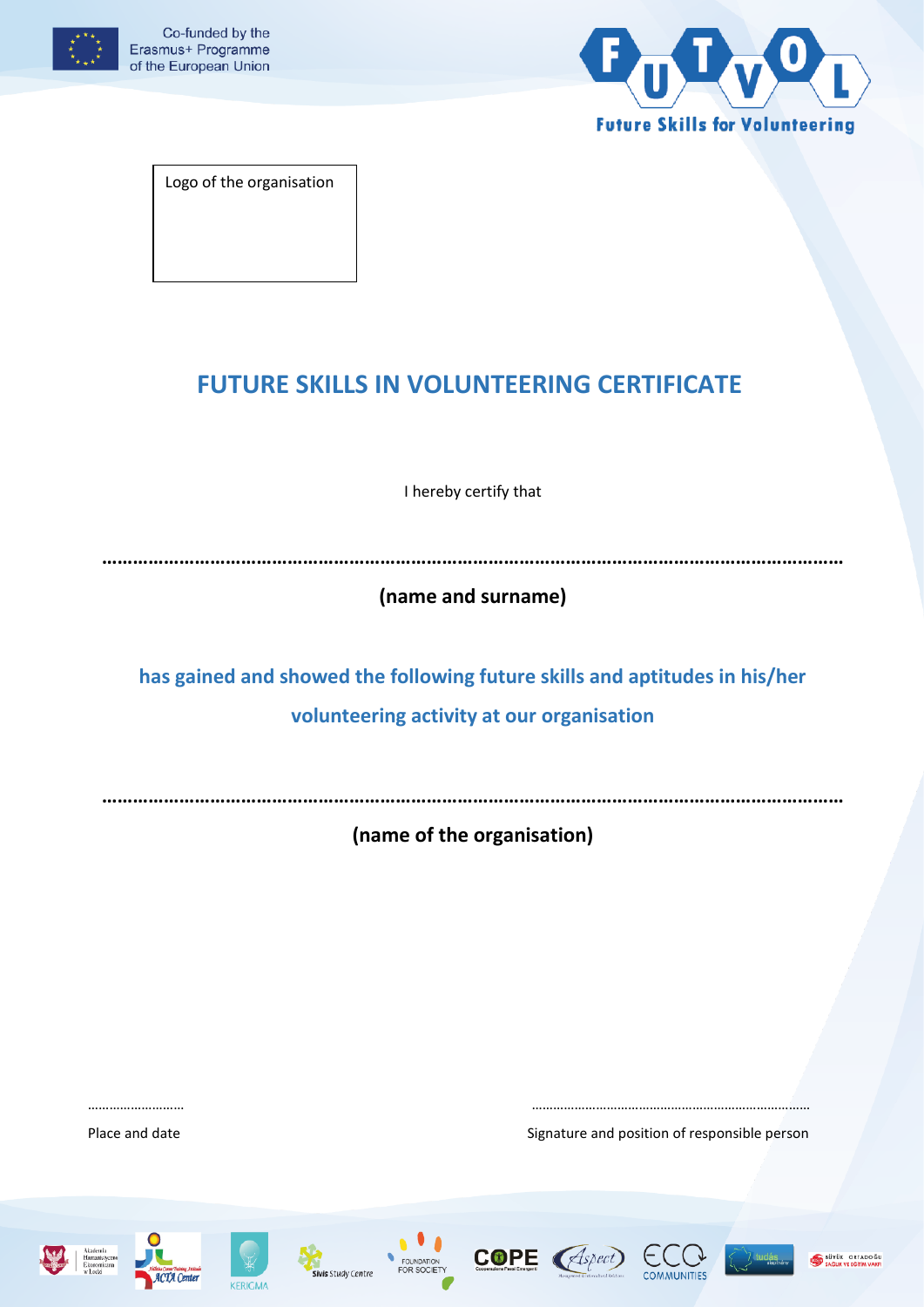Co-funded by the Erasmus+ Programme of the European Union

FUTVOL

Future Skills for Volunteering

Logo of the organisation

# FUTURE SKILLS IN VOLUNTEERING CERTIFICATE

I hereby certify that

……………………………………………………………………………………………………………………………………

**(name and surname)**

**has gained and showed the following future skills and aptitudes in his/her volunteering activity at our organisation**

……………………………………………………………………………………………………………………………………

**(name of the organisation)**

………………………

Place and date

……………………………………………………………………

Signature and position of responsible person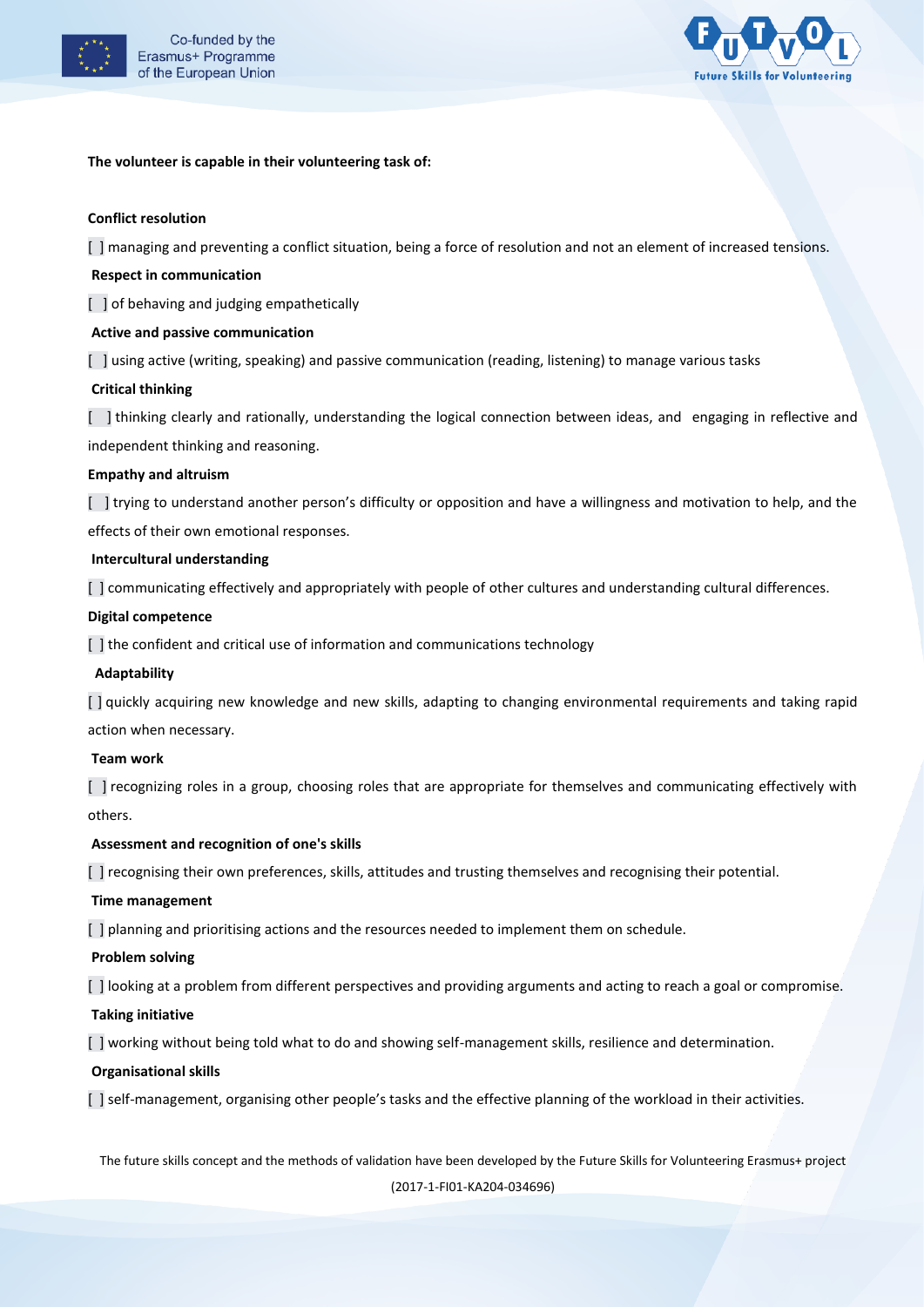**The volunteer is capable in their volunteering task of:**

**Conflict resolution**

[ ] managing and preventing a conflict situation, being a force of resolution and not an element of increased tensions.

**Respect in communication**

[ ] of behaving and judging empathetically

**Active and passive communication**

[ ] using active (writing, speaking) and passive communication (reading, listening) to manage various tasks

**Critical thinking**

[ ] thinking clearly and rationally, understanding the logical connection between ideas, and engaging in reflective and independent thinking and reasoning.

**Empathy and altruism**

[ ] trying to understand another person's difficulty or opposition and have a willingness and motivation to help, and the effects of their own emotional responses.

**Intercultural understanding**

[ ] communicating effectively and appropriately with people of other cultures and understanding cultural differences.

**Digital competence**

[ ] the confident and critical use of information and communications technology

**Adaptability**

[ ] quickly acquiring new knowledge and new skills, adapting to changing environmental requirements and taking rapid action when necessary.

**Team work**

[ ] recognizing roles in a group, choosing roles that are appropriate for themselves and communicating effectively with others.

**Assessment and recognition of one's skills**

[ ] recognising their own preferences, skills, attitudes and trusting themselves and recognising their potential.

**Time management**

[ ] planning and prioritising actions and the resources needed to implement them on schedule.

**Problem solving**

[ ] looking at a problem from different perspectives and providing arguments and acting to reach a goal or compromise.

**Taking initiative**

[ ] working without being told what to do and showing self-management skills, resilience and determination.

**Organisational skills**

[ ] self-management, organising other people's tasks and the effective planning of the workload in their activities.

The future skills concept and the methods of validation have been developed by the Future Skills for Volunteering Erasmus+ project (2017-1-FI01-KA204-034696)